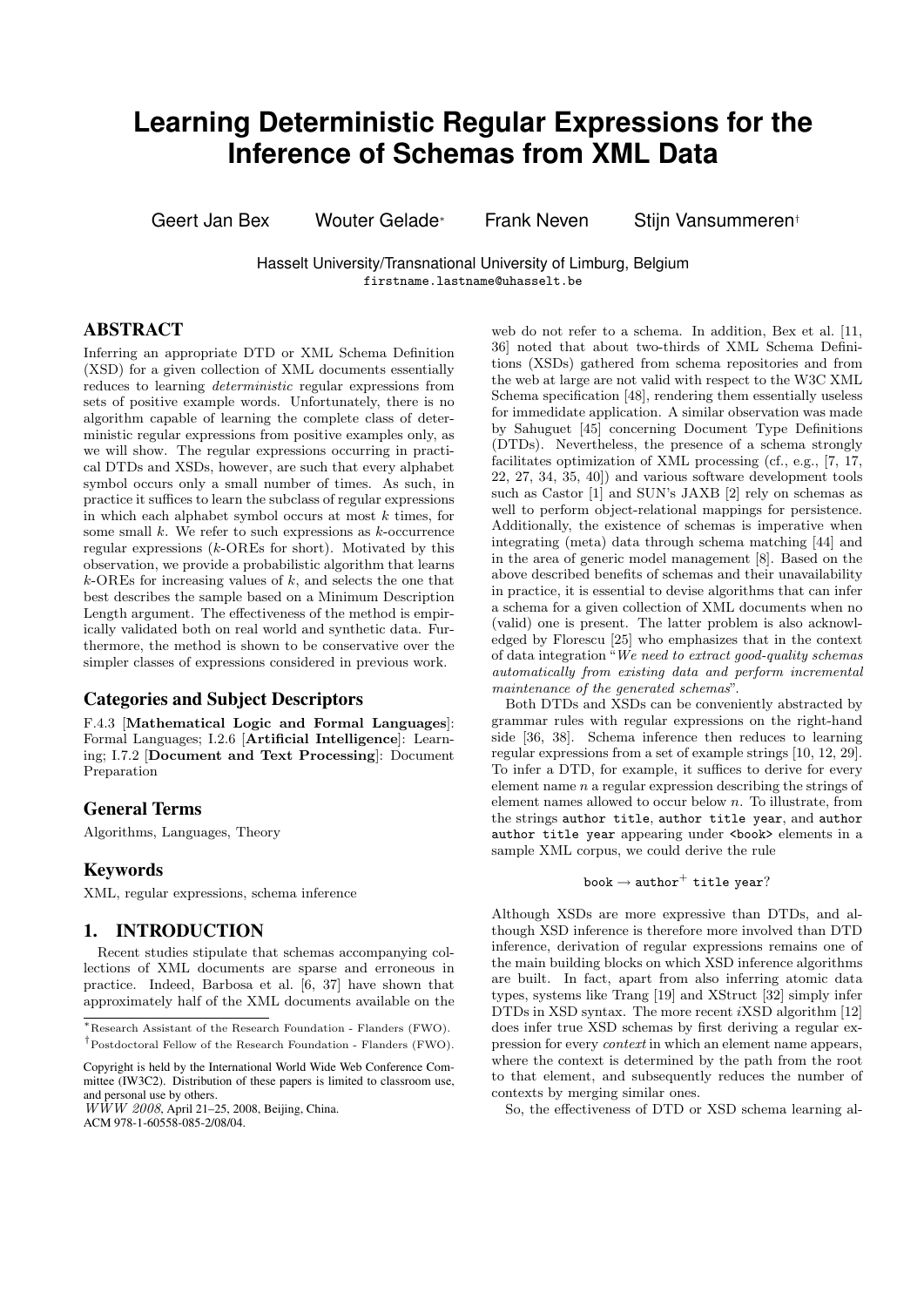# Learning Deterministic Regular Expressions for the Inference of Schemas from XML Data

Geert Jan Bex  Wouter Gelade[*]  Frank Neven  Stijn Vansummeren[†]

Hasselt University/Transnational University of Limburg, Belgium
firstname.lastname@uhasselt.be

## ABSTRACT

Inferring an appropriate DTD or XML Schema Definition (XSD) for a given collection of XML documents essentially reduces to learning *deterministic* regular expressions from sets of positive example words. Unfortunately, there is no algorithm capable of learning the complete class of deterministic regular expressions from positive examples only, as we will show. The regular expressions occurring in practical DTDs and XSDs, however, are such that every alphabet symbol occurs only a small number of times. As such, in practice it suffices to learn the subclass of regular expressions in which each alphabet symbol occurs at most $k$ times, for some small $k$. We refer to such expressions as $k$-occurrence regular expressions ($k$-OREs for short). Motivated by this observation, we provide a probabilistic algorithm that learns $k$-OREs for increasing values of $k$, and selects the one that best describes the sample based on a Minimum Description Length argument. The effectiveness of the method is empirically validated both on real world and synthetic data. Furthermore, the method is shown to be conservative over the simpler classes of expressions considered in previous work.

### Categories and Subject Descriptors

F.4.3 [**Mathematical Logic and Formal Languages**]: Formal Languages; I.2.6 [**Artificial Intelligence**]: Learning; I.7.2 [**Document and Text Processing**]: Document Preparation

### General Terms

Algorithms, Languages, Theory

### Keywords

XML, regular expressions, schema inference

## 1. INTRODUCTION

Recent studies stipulate that schemas accompanying collections of XML documents are sparse and erroneous in practice. Indeed, Barbosa et al. [6, 37] have shown that approximately half of the XML documents available on the web do not refer to a schema. In addition, Bex et al. [11, 36] noted that about two-thirds of XML Schema Definitions (XSDs) gathered from schema repositories and from the web at large are not valid with respect to the W3C XML Schema specification [48], rendering them essentially useless for immediate application. A similar observation was made by Sahuguet [45] concerning Document Type Definitions (DTDs). Nevertheless, the presence of a schema strongly facilitates optimization of XML processing (cf., e.g., [7, 17, 22, 27, 34, 35, 40]) and various software development tools such as Castor [1] and SUN's JAXB [2] rely on schemas as well to perform object-relational mappings for persistence. Additionally, the existence of schemas is imperative when integrating (meta) data through schema matching [44] and in the area of generic model management [8]. Based on the above described benefits of schemas and their unavailability in practice, it is essential to devise algorithms that can infer a schema for a given collection of XML documents when no (valid) one is present. The latter problem is also acknowledged by Florescu [25] who emphasizes that in the context of data integration "*We need to extract good-quality schemas automatically from existing data and perform incremental maintenance of the generated schemas*".

Both DTDs and XSDs can be conveniently abstracted by grammar rules with regular expressions on the right-hand side [36, 38]. Schema inference then reduces to learning regular expressions from a set of example strings [10, 12, 29]. To infer a DTD, for example, it suffices to derive for every element name $n$ a regular expression describing the strings of element names allowed to occur below $n$. To illustrate, from the strings `author title`, `author title year`, and `author author title year` appearing under `<book>` elements in a sample XML corpus, we could derive the rule

$$\texttt{book} \rightarrow \texttt{author}^{+}\ \texttt{title}\ \texttt{year}?$$

Although XSDs are more expressive than DTDs, and although XSD inference is therefore more involved than DTD inference, derivation of regular expressions remains one of the main building blocks on which XSD inference algorithms are built. In fact, apart from also inferring atomic data types, systems like Trang [19] and XStruct [32] simply infer DTDs in XSD syntax. The more recent *i*XSD algorithm [12] does infer true XSD schemas by first deriving a regular expression for every *context* in which an element name appears, where the context is determined by the path from the root to that element, and subsequently reduces the number of contexts by merging similar ones.

So, the effectiveness of DTD or XSD schema learning al-

[*] Research Assistant of the Research Foundation - Flanders (FWO).
[†] Postdoctoral Fellow of the Research Foundation - Flanders (FWO).

Copyright is held by the International World Wide Web Conference Committee (IW3C2). Distribution of these papers is limited to classroom use, and personal use by others.
*WWW 2008*, April 21–25, 2008, Beijing, China.
ACM 978-1-60558-085-2/08/04.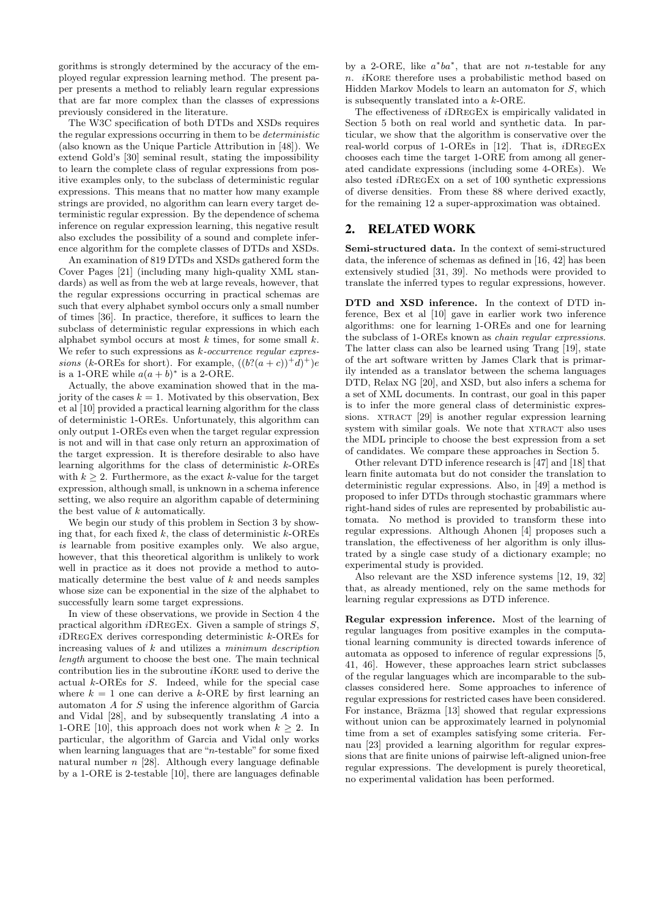gorithms is strongly determined by the accuracy of the employed regular expression learning method. The present paper presents a method to reliably learn regular expressions that are far more complex than the classes of expressions previously considered in the literature.

The W3C specification of both DTDs and XSDs requires the regular expressions occurring in them to be *deterministic* (also known as the Unique Particle Attribution in [48]). We extend Gold's [30] seminal result, stating the impossibility to learn the complete class of regular expressions from positive examples only, to the subclass of deterministic regular expressions. This means that no matter how many example strings are provided, no algorithm can learn every target deterministic regular expression. By the dependence of schema inference on regular expression learning, this negative result also excludes the possibility of a sound and complete inference algorithm for the complete classes of DTDs and XSDs.

An examination of 819 DTDs and XSDs gathered form the Cover Pages [21] (including many high-quality XML standards) as well as from the web at large reveals, however, that the regular expressions occurring in practical schemas are such that every alphabet symbol occurs only a small number of times [36]. In practice, therefore, it suffices to learn the subclass of deterministic regular expressions in which each alphabet symbol occurs at most $k$ times, for some small $k$. We refer to such expressions as *$k$-occurrence regular expressions* ($k$-OREs for short). For example, $((b?(a+c))^+d)^+e$ is a 1-ORE while $a(a+b)^*$ is a 2-ORE.

Actually, the above examination showed that in the majority of the cases $k = 1$. Motivated by this observation, Bex et al [10] provided a practical learning algorithm for the class of deterministic 1-OREs. Unfortunately, this algorithm can only output 1-OREs even when the target regular expression is not and will in that case only return an approximation of the target expression. It is therefore desirable to also have learning algorithms for the class of deterministic $k$-OREs with $k \geq 2$. Furthermore, as the exact $k$-value for the target expression, although small, is unknown in a schema inference setting, we also require an algorithm capable of determining the best value of $k$ automatically.

We begin our study of this problem in Section 3 by showing that, for each fixed $k$, the class of deterministic $k$-OREs *is* learnable from positive examples only. We also argue, however, that this theoretical algorithm is unlikely to work well in practice as it does not provide a method to automatically determine the best value of $k$ and needs samples whose size can be exponential in the size of the alphabet to successfully learn some target expressions.

In view of these observations, we provide in Section 4 the practical algorithm *i*DRegEx. Given a sample of strings $S$, *i*DRegEx derives corresponding deterministic $k$-OREs for increasing values of $k$ and utilizes a *minimum description length* argument to choose the best one. The main technical contribution lies in the subroutine *i*Kore used to derive the actual $k$-OREs for $S$. Indeed, while for the special case where $k = 1$ one can derive a $k$-ORE by first learning an automaton $A$ for $S$ using the inference algorithm of Garcia and Vidal [28], and by subsequently translating $A$ into a 1-ORE [10], this approach does not work when $k \geq 2$. In particular, the algorithm of Garcia and Vidal only works when learning languages that are "$n$-testable" for some fixed natural number $n$ [28]. Although every language definable by a 1-ORE is 2-testable [10], there are languages definable by a 2-ORE, like $a^*ba^*$, that are not $n$-testable for any $n$. *i*Kore therefore uses a probabilistic method based on Hidden Markov Models to learn an automaton for $S$, which is subsequently translated into a $k$-ORE.

The effectiveness of *i*DRegEx is empirically validated in Section 5 both on real world and synthetic data. In particular, we show that the algorithm is conservative over the real-world corpus of 1-OREs in [12]. That is, *i*DRegEx chooses each time the target 1-ORE from among all generated candidate expressions (including some 4-OREs). We also tested *i*DRegEx on a set of 100 synthetic expressions of diverse densities. From these 88 where derived exactly, for the remaining 12 a super-approximation was obtained.

## 2. RELATED WORK

**Semi-structured data.** In the context of semi-structured data, the inference of schemas as defined in [16, 42] has been extensively studied [31, 39]. No methods were provided to translate the inferred types to regular expressions, however.

**DTD and XSD inference.** In the context of DTD inference, Bex et al [10] gave in earlier work two inference algorithms: one for learning 1-OREs and one for learning the subclass of 1-OREs known as *chain regular expressions*. The latter class can also be learned using Trang [19], state of the art software written by James Clark that is primarily intended as a translator between the schema languages DTD, Relax NG [20], and XSD, but also infers a schema for a set of XML documents. In contrast, our goal in this paper is to infer the more general class of deterministic expressions. xtract [29] is another regular expression learning system with similar goals. We note that xtract also uses the MDL principle to choose the best expression from a set of candidates. We compare these approaches in Section 5.

Other relevant DTD inference research is [47] and [18] that learn finite automata but do not consider the translation to deterministic regular expressions. Also, in [49] a method is proposed to infer DTDs through stochastic grammars where right-hand sides of rules are represented by probabilistic automata. No method is provided to transform these into regular expressions. Although Ahonen [4] proposes such a translation, the effectiveness of her algorithm is only illustrated by a single case study of a dictionary example; no experimental study is provided.

Also relevant are the XSD inference systems [12, 19, 32] that, as already mentioned, rely on the same methods for learning regular expressions as DTD inference.

**Regular expression inference.** Most of the learning of regular languages from positive examples in the computational learning community is directed towards inference of automata as opposed to inference of regular expressions [5, 41, 46]. However, these approaches learn strict subclasses of the regular languages which are incomparable to the subclasses considered here. Some approaches to inference of regular expressions for restricted cases have been considered. For instance, Brāzma [13] showed that regular expressions without union can be approximately learned in polynomial time from a set of examples satisfying some criteria. Fernau [23] provided a learning algorithm for regular expressions that are finite unions of pairwise left-aligned union-free regular expressions. The development is purely theoretical, no experimental validation has been performed.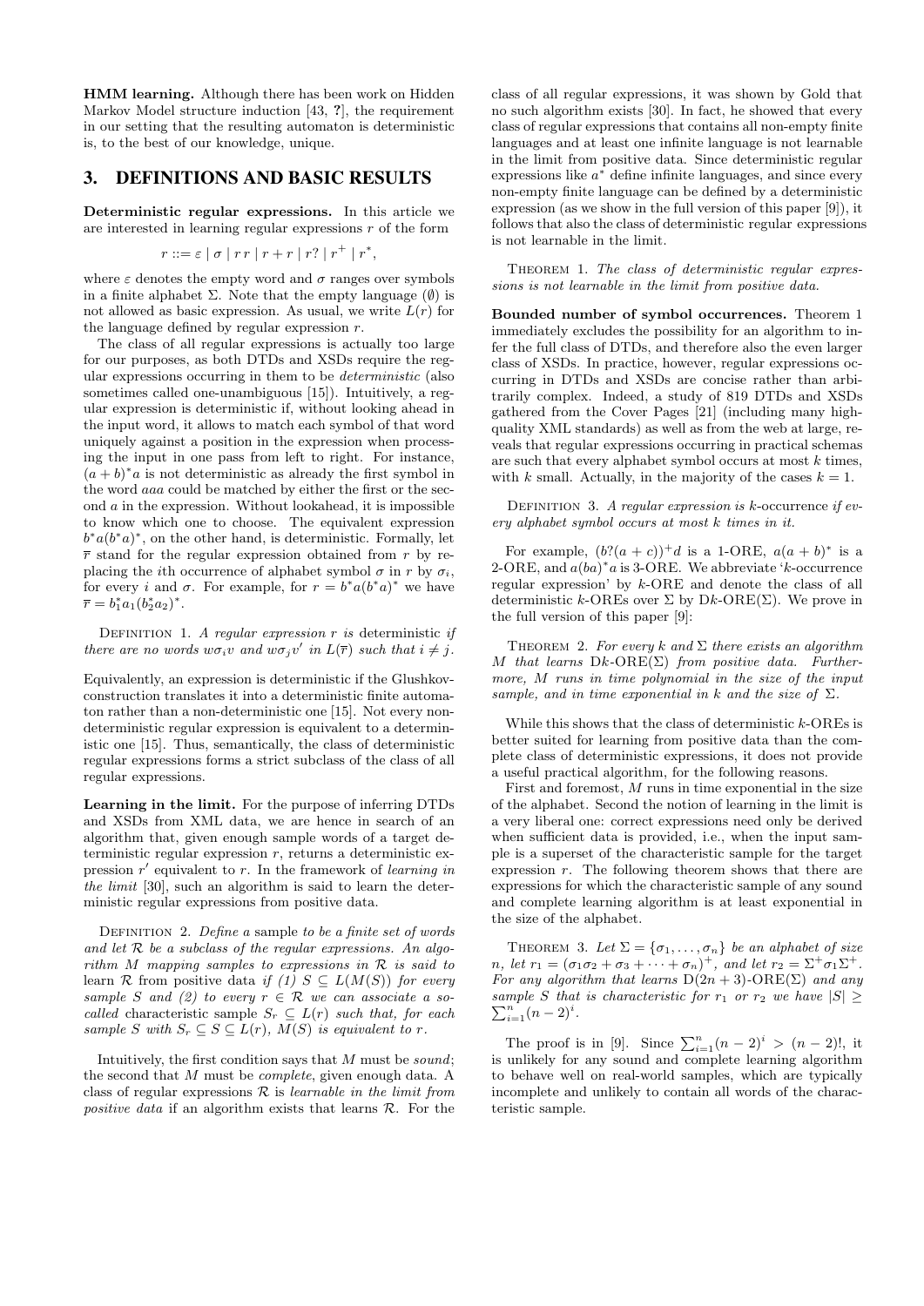**HMM learning.** Although there has been work on Hidden Markov Model structure induction [43, ?], the requirement in our setting that the resulting automaton is deterministic is, to the best of our knowledge, unique.

## 3. DEFINITIONS AND BASIC RESULTS

**Deterministic regular expressions.** In this article we are interested in learning regular expressions $r$ of the form

$$r ::= \varepsilon \mid \sigma \mid r\,r \mid r + r \mid r? \mid r^+ \mid r^*,$$

where $\varepsilon$ denotes the empty word and $\sigma$ ranges over symbols in a finite alphabet $\Sigma$. Note that the empty language ($\emptyset$) is not allowed as basic expression. As usual, we write $L(r)$ for the language defined by regular expression $r$.

The class of all regular expressions is actually too large for our purposes, as both DTDs and XSDs require the regular expressions occurring in them to be *deterministic* (also sometimes called one-unambiguous [15]). Intuitively, a regular expression is deterministic if, without looking ahead in the input word, it allows to match each symbol of that word uniquely against a position in the expression when processing the input in one pass from left to right. For instance, $(a + b)^*a$ is not deterministic as already the first symbol in the word $aaa$ could be matched by either the first or the second $a$ in the expression. Without lookahead, it is impossible to know which one to choose. The equivalent expression $b^*a(b^*a)^*$, on the other hand, is deterministic. Formally, let $\overline{r}$ stand for the regular expression obtained from $r$ by replacing the $i$th occurrence of alphabet symbol $\sigma$ in $r$ by $\sigma_i$, for every $i$ and $\sigma$. For example, for $r = b^*a(b^*a)^*$ we have $\overline{r} = b_1^*a_1(b_2^*a_2)^*$.

Definition 1. *A regular expression $r$ is* deterministic *if there are no words $w\sigma_i v$ and $w\sigma_j v'$ in $L(\overline{r})$ such that $i \neq j$.*

Equivalently, an expression is deterministic if the Glushkov-construction translates it into a deterministic finite automaton rather than a non-deterministic one [15]. Not every non-deterministic regular expression is equivalent to a deterministic one [15]. Thus, semantically, the class of deterministic regular expressions forms a strict subclass of the class of all regular expressions.

**Learning in the limit.** For the purpose of inferring DTDs and XSDs from XML data, we are hence in search of an algorithm that, given enough sample words of a target deterministic regular expression $r$, returns a deterministic expression $r'$ equivalent to $r$. In the framework of *learning in the limit* [30], such an algorithm is said to learn the deterministic regular expressions from positive data.

Definition 2. *Define a* sample *to be a finite set of words and let $\mathcal{R}$ be a subclass of the regular expressions. An algorithm $M$ mapping samples to expressions in $\mathcal{R}$ is said to* learn $\mathcal{R}$ from positive data *if (1) $S \subseteq L(M(S))$ for every sample $S$ and (2) to every $r \in \mathcal{R}$ we can associate a so-called* characteristic sample *$S_r \subseteq L(r)$ such that, for each sample $S$ with $S_r \subseteq S \subseteq L(r)$, $M(S)$ is equivalent to $r$.*

Intuitively, the first condition says that $M$ must be *sound*; the second that $M$ must be *complete*, given enough data. A class of regular expressions $\mathcal{R}$ is *learnable in the limit from positive data* if an algorithm exists that learns $\mathcal{R}$. For the class of all regular expressions, it was shown by Gold that no such algorithm exists [30]. In fact, he showed that every class of regular expressions that contains all non-empty finite languages and at least one infinite language is not learnable in the limit from positive data. Since deterministic regular expressions like $a^*$ define infinite languages, and since every non-empty finite language can be defined by a deterministic expression (as we show in the full version of this paper [9]), it follows that also the class of deterministic regular expressions is not learnable in the limit.

Theorem 1. *The class of deterministic regular expressions is not learnable in the limit from positive data.*

**Bounded number of symbol occurrences.** Theorem 1 immediately excludes the possibility for an algorithm to infer the full class of DTDs, and therefore also the even larger class of XSDs. In practice, however, regular expressions occurring in DTDs and XSDs are concise rather than arbitrarily complex. Indeed, a study of 819 DTDs and XSDs gathered from the Cover Pages [21] (including many high-quality XML standards) as well as from the web at large, reveals that regular expressions occurring in practical schemas are such that every alphabet symbol occurs at most $k$ times, with $k$ small. Actually, in the majority of the cases $k = 1$.

Definition 3. *A regular expression is $k$-occurrence if every alphabet symbol occurs at most $k$ times in it.*

For example, $(b?(a + c))^+d$ is a 1-ORE, $a(a + b)^*$ is a 2-ORE, and $a(ba)^*a$ is 3-ORE. We abbreviate '$k$-occurrence regular expression' by $k$-ORE and denote the class of all deterministic $k$-OREs over $\Sigma$ by D$k$-ORE($\Sigma$). We prove in the full version of this paper [9]:

Theorem 2. *For every $k$ and $\Sigma$ there exists an algorithm $M$ that learns D$k$-ORE($\Sigma$) from positive data. Furthermore, $M$ runs in time polynomial in the size of the input sample, and in time exponential in $k$ and the size of $\Sigma$.*

While this shows that the class of deterministic $k$-OREs is better suited for learning from positive data than the complete class of deterministic expressions, it does not provide a useful practical algorithm, for the following reasons.

First and foremost, $M$ runs in time exponential in the size of the alphabet. Second the notion of learning in the limit is a very liberal one: correct expressions need only be derived when sufficient data is provided, i.e., when the input sample is a superset of the characteristic sample for the target expression $r$. The following theorem shows that there are expressions for which the characteristic sample of any sound and complete learning algorithm is at least exponential in the size of the alphabet.

Theorem 3. *Let $\Sigma = \{\sigma_1, \ldots, \sigma_n\}$ be an alphabet of size $n$, let $r_1 = (\sigma_1\sigma_2 + \sigma_3 + \cdots + \sigma_n)^+$, and let $r_2 = \Sigma^+\sigma_1\Sigma^+$. For any algorithm that learns D$(2n + 3)$-ORE($\Sigma$) and any sample $S$ that is characteristic for $r_1$ or $r_2$ we have $|S| \geq \sum_{i=1}^{n}(n - 2)^i$.*

The proof is in [9]. Since $\sum_{i=1}^{n}(n - 2)^i > (n - 2)!$, it is unlikely for any sound and complete learning algorithm to behave well on real-world samples, which are typically incomplete and unlikely to contain all words of the characteristic sample.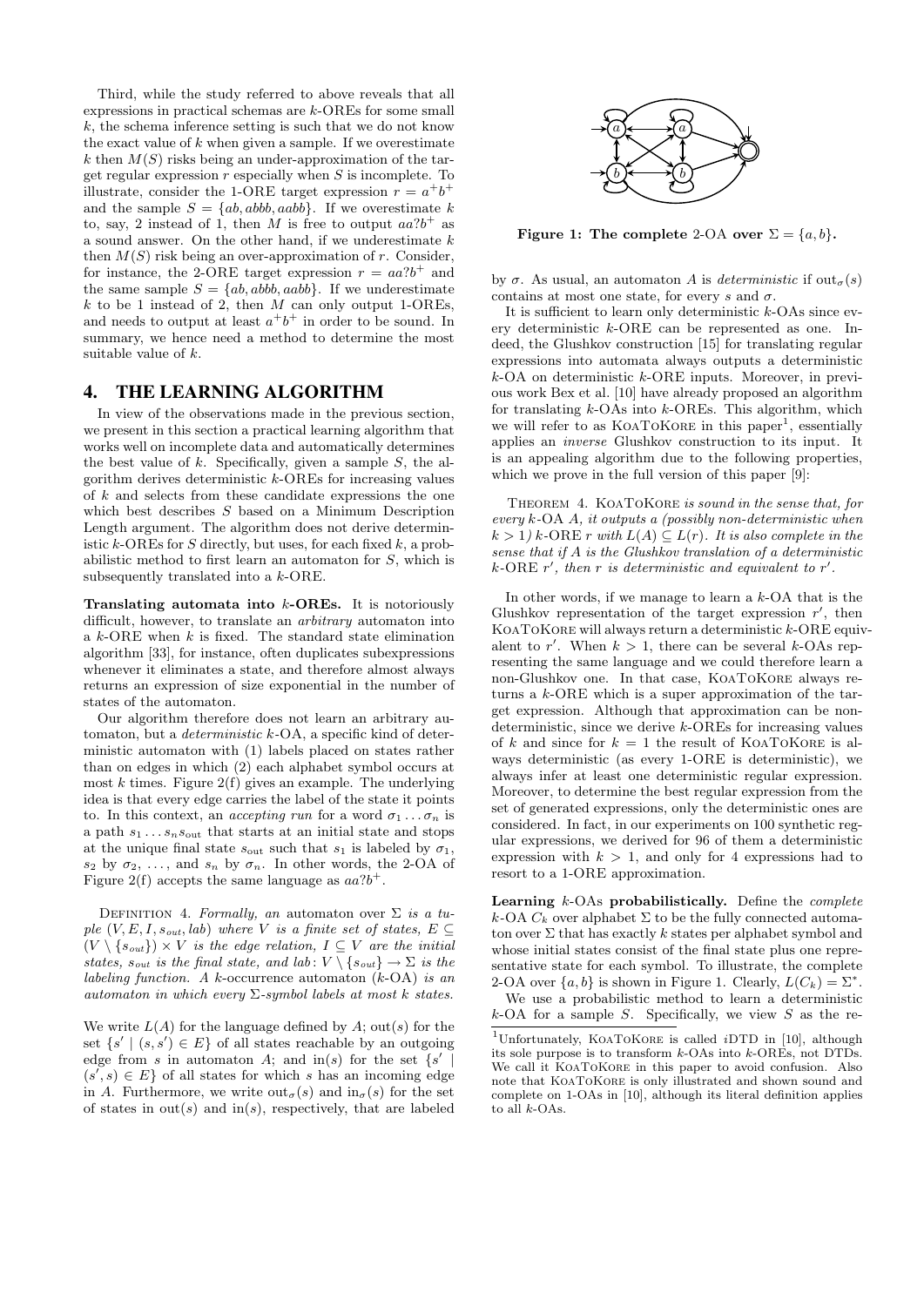Third, while the study referred to above reveals that all expressions in practical schemas are $k$-OREs for some small $k$, the schema inference setting is such that we do not know the exact value of $k$ when given a sample. If we overestimate $k$ then $M(S)$ risks being an under-approximation of the target regular expression $r$ especially when $S$ is incomplete. To illustrate, consider the 1-ORE target expression $r = a^+b^+$ and the sample $S = \{ab, abbb, aabb\}$. If we overestimate $k$ to, say, 2 instead of 1, then $M$ is free to output $aa?b^+$ as a sound answer. On the other hand, if we underestimate $k$ then $M(S)$ risk being an over-approximation of $r$. Consider, for instance, the 2-ORE target expression $r = aa?b^+$ and the same sample $S = \{ab, abbb, aabb\}$. If we underestimate $k$ to be 1 instead of 2, then $M$ can only output 1-OREs, and needs to output at least $a^+b^+$ in order to be sound. In summary, we hence need a method to determine the most suitable value of $k$.

## 4. THE LEARNING ALGORITHM

In view of the observations made in the previous section, we present in this section a practical learning algorithm that works well on incomplete data and automatically determines the best value of $k$. Specifically, given a sample $S$, the algorithm derives deterministic $k$-OREs for increasing values of $k$ and selects from these candidate expressions the one which best describes $S$ based on a Minimum Description Length argument. The algorithm does not derive deterministic $k$-OREs for $S$ directly, but uses, for each fixed $k$, a probabilistic method to first learn an automaton for $S$, which is subsequently translated into a $k$-ORE.

**Translating automata into $k$-OREs.** It is notoriously difficult, however, to translate an *arbitrary* automaton into a $k$-ORE when $k$ is fixed. The standard state elimination algorithm [33], for instance, often duplicates subexpressions whenever it eliminates a state, and therefore almost always returns an expression of size exponential in the number of states of the automaton.

Our algorithm therefore does not learn an arbitrary automaton, but a *deterministic* $k$-OA, a specific kind of deterministic automaton with (1) labels placed on states rather than on edges in which (2) each alphabet symbol occurs at most $k$ times. Figure 2(f) gives an example. The underlying idea is that every edge carries the label of the state it points to. In this context, an *accepting run* for a word $\sigma_1 \dots \sigma_n$ is a path $s_1 \dots s_n s_{\text{out}}$ that starts at an initial state and stops at the unique final state $s_{\text{out}}$ such that $s_1$ is labeled by $\sigma_1$, $s_2$ by $\sigma_2$, ..., and $s_n$ by $\sigma_n$. In other words, the 2-OA of Figure 2(f) accepts the same language as $aa?b^+$.

Definition 4. *Formally, an* automaton over $\Sigma$ *is a tuple $(V, E, I, s_{out}, lab)$ where $V$ is a finite set of states, $E \subseteq (V \setminus \{s_{out}\}) \times V$ is the edge relation, $I \subseteq V$ are the initial states, $s_{out}$ is the final state, and $lab\colon V \setminus \{s_{out}\} \to \Sigma$ is the labeling function. A* $k$-occurrence automaton ($k$-OA) *is an automaton in which every $\Sigma$-symbol labels at most $k$ states.*

We write $L(A)$ for the language defined by $A$; $\text{out}(s)$ for the set $\{s' \mid (s, s') \in E\}$ of all states reachable by an outgoing edge from $s$ in automaton $A$; and $\text{in}(s)$ for the set $\{s' \mid (s', s) \in E\}$ of all states for which $s$ has an incoming edge in $A$. Furthermore, we write $\text{out}_\sigma(s)$ and $\text{in}_\sigma(s)$ for the set of states in $\text{out}(s)$ and $\text{in}(s)$, respectively, that are labeled by $\sigma$. As usual, an automaton $A$ is *deterministic* if $\text{out}_\sigma(s)$ contains at most one state, for every $s$ and $\sigma$.

**Figure 1: The complete 2-OA over $\Sigma = \{a, b\}$.**

It is sufficient to learn only deterministic $k$-OAs since every deterministic $k$-ORE can be represented as one. Indeed, the Glushkov construction [15] for translating regular expressions into automata always outputs a deterministic $k$-OA on deterministic $k$-ORE inputs. Moreover, in previous work Bex et al. [10] have already proposed an algorithm for translating $k$-OAs into $k$-OREs. This algorithm, which we will refer to as KoaToKore in this paper[1], essentially applies an *inverse* Glushkov construction to its input. It is an appealing algorithm due to the following properties, which we prove in the full version of this paper [9]:

Theorem 4. *KoaToKore is sound in the sense that, for every $k$-OA $A$, it outputs a (possibly non-deterministic when $k > 1$) $k$-ORE $r$ with $L(A) \subseteq L(r)$. It is also complete in the sense that if $A$ is the Glushkov translation of a deterministic $k$-ORE $r'$, then $r$ is deterministic and equivalent to $r'$.*

In other words, if we manage to learn a $k$-OA that is the Glushkov representation of the target expression $r'$, then KoaToKore will always return a deterministic $k$-ORE equivalent to $r'$. When $k > 1$, there can be several $k$-OAs representing the same language and we could therefore learn a non-Glushkov one. In that case, KoaToKore always returns a $k$-ORE which is a super approximation of the target expression. Although that approximation can be non-deterministic, since we derive $k$-OREs for increasing values of $k$ and since for $k = 1$ the result of KoaToKore is always deterministic (as every 1-ORE is deterministic), we always infer at least one deterministic regular expression. Moreover, to determine the best regular expression from the set of generated expressions, only the deterministic ones are considered. In fact, in our experiments on 100 synthetic regular expressions, we derived for 96 of them a deterministic expression with $k > 1$, and only for 4 expressions had to resort to a 1-ORE approximation.

**Learning $k$-OAs probabilistically.** Define the *complete* $k$-OA $C_k$ over alphabet $\Sigma$ to be the fully connected automaton over $\Sigma$ that has exactly $k$ states per alphabet symbol and whose initial states consist of the final state plus one representative state for each symbol. To illustrate, the complete 2-OA over $\{a, b\}$ is shown in Figure 1. Clearly, $L(C_k) = \Sigma^*$.

We use a probabilistic method to learn a deterministic $k$-OA for a sample $S$. Specifically, we view $S$ as the re-

[1] Unfortunately, KoaToKore is called *i*DTD in [10], although its sole purpose is to transform $k$-OAs into $k$-OREs, not DTDs. We call it KoaToKore in this paper to avoid confusion. Also note that KoaToKore is only illustrated and shown sound and complete on 1-OAs in [10], although its literal definition applies to all $k$-OAs.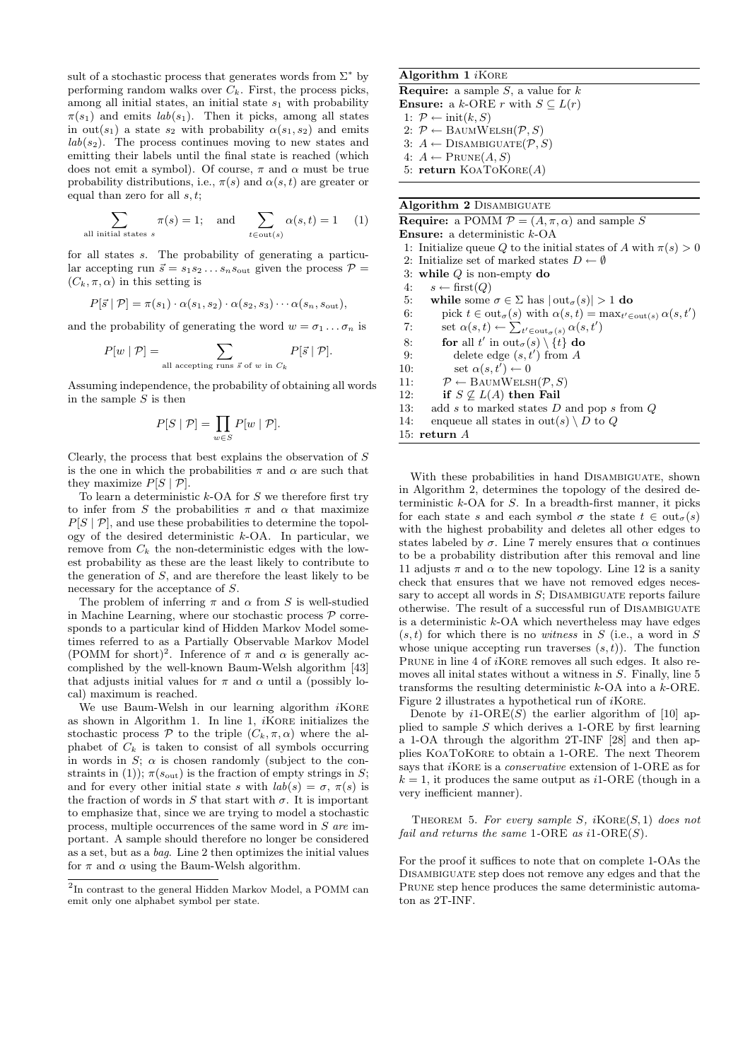sult of a stochastic process that generates words from $\Sigma^*$ by performing random walks over $C_k$. First, the process picks, among all initial states, an initial state $s_1$ with probability $\pi(s_1)$ and emits $lab(s_1)$. Then it picks, among all states in $\text{out}(s_1)$ a state $s_2$ with probability $\alpha(s_1, s_2)$ and emits $lab(s_2)$. The process continues moving to new states and emitting their labels until the final state is reached (which does not emit a symbol). Of course, $\pi$ and $\alpha$ must be true probability distributions, i.e., $\pi(s)$ and $\alpha(s,t)$ are greater or equal than zero for all $s, t$;

$$\sum_{\text{all initial states } s} \pi(s) = 1; \quad \text{and} \quad \sum_{t \in \text{out}(s)} \alpha(s,t) = 1 \qquad (1)$$

for all states $s$. The probability of generating a particular accepting run $\vec{s} = s_1 s_2 \dots s_n s_{\text{out}}$ given the process $\mathcal{P} = (C_k, \pi, \alpha)$ in this setting is

$$P[\vec{s} \mid \mathcal{P}] = \pi(s_1) \cdot \alpha(s_1, s_2) \cdot \alpha(s_2, s_3) \cdots \alpha(s_n, s_{\text{out}}),$$

and the probability of generating the word $w = \sigma_1 \dots \sigma_n$ is

$$P[w \mid \mathcal{P}] = \sum_{\text{all accepting runs } \vec{s} \text{ of } w \text{ in } C_k} P[\vec{s} \mid \mathcal{P}].$$

Assuming independence, the probability of obtaining all words in the sample $S$ is then

$$P[S \mid \mathcal{P}] = \prod_{w \in S} P[w \mid \mathcal{P}].$$

Clearly, the process that best explains the observation of $S$ is the one in which the probabilities $\pi$ and $\alpha$ are such that they maximize $P[S \mid \mathcal{P}]$.

To learn a deterministic $k$-OA for $S$ we therefore first try to infer from $S$ the probabilities $\pi$ and $\alpha$ that maximize $P[S \mid \mathcal{P}]$, and use these probabilities to determine the topology of the desired deterministic $k$-OA. In particular, we remove from $C_k$ the non-deterministic edges with the lowest probability as these are the least likely to contribute to the generation of $S$, and are therefore the least likely to be necessary for the acceptance of $S$.

The problem of inferring $\pi$ and $\alpha$ from $S$ is well-studied in Machine Learning, where our stochastic process $\mathcal{P}$ corresponds to a particular kind of Hidden Markov Model sometimes referred to as a Partially Observable Markov Model (POMM for short)[2]. Inference of $\pi$ and $\alpha$ is generally accomplished by the well-known Baum-Welsh algorithm [43] that adjusts initial values for $\pi$ and $\alpha$ until a (possibly local) maximum is reached.

We use Baum-Welsh in our learning algorithm *i*KORE as shown in Algorithm 1. In line 1, *i*KORE initializes the stochastic process $\mathcal{P}$ to the triple $(C_k, \pi, \alpha)$ where the alphabet of $C_k$ is taken to consist of all symbols occurring in words in $S$; $\alpha$ is chosen randomly (subject to the constraints in (1)); $\pi(s_{\text{out}})$ is the fraction of empty strings in $S$; and for every other initial state $s$ with $lab(s) = \sigma$, $\pi(s)$ is the fraction of words in $S$ that start with $\sigma$. It is important to emphasize that, since we are trying to model a stochastic process, multiple occurrences of the same word in $S$ *are* important. A sample should therefore no longer be considered as a set, but as a *bag*. Line 2 then optimizes the initial values for $\pi$ and $\alpha$ using the Baum-Welsh algorithm.

[2]In contrast to the general Hidden Markov Model, a POMM can emit only one alphabet symbol per state.

**Algorithm 1** *i*KORE

**Require:** a sample $S$, a value for $k$
**Ensure:** a $k$-ORE $r$ with $S \subseteq L(r)$

```
1: P ← init(k, S)
2: P ← BaumWelsh(P, S)
3: A ← Disambiguate(P, S)
4: A ← Prune(A, S)
5: return KoaToKore(A)
```

**Algorithm 2** DISAMBIGUATE

**Require:** a POMM $\mathcal{P} = (A, \pi, \alpha)$ and sample $S$
**Ensure:** a deterministic $k$-OA

```
1: Initialize queue Q to the initial states of A with π(s) > 0
2: Initialize set of marked states D ← ∅
3: while Q is non-empty do
4:    s ← first(Q)
5:    while some σ ∈ Σ has |out_σ(s)| > 1 do
6:       pick t ∈ out_σ(s) with α(s,t) = max_{t'∈out(s)} α(s,t')
7:       set α(s,t) ← Σ_{t'∈out_σ(s)} α(s,t')
8:       for all t' in out_σ(s) \ {t} do
9:          delete edge (s,t') from A
10:         set α(s,t') ← 0
11:      P ← BaumWelsh(P, S)
12:      if S ⊄ L(A) then Fail
13:   add s to marked states D and pop s from Q
14:   enqueue all states in out(s) \ D to Q
15: return A
```

With these probabilities in hand DISAMBIGUATE, shown in Algorithm 2, determines the topology of the desired deterministic $k$-OA for $S$. In a breadth-first manner, it picks for each state $s$ and each symbol $\sigma$ the state $t \in \text{out}_\sigma(s)$ with the highest probability and deletes all other edges to states labeled by $\sigma$. Line 7 merely ensures that $\alpha$ continues to be a probability distribution after this removal and line 11 adjusts $\pi$ and $\alpha$ to the new topology. Line 12 is a sanity check that ensures that we have not removed edges necessary to accept all words in $S$; DISAMBIGUATE reports failure otherwise. The result of a successful run of DISAMBIGUATE is a deterministic $k$-OA which nevertheless may have edges $(s,t)$ for which there is no *witness* in $S$ (i.e., a word in $S$ whose unique accepting run traverses $(s,t)$). The function PRUNE in line 4 of *i*KORE removes all such edges. It also removes all inital states without a witness in $S$. Finally, line 5 transforms the resulting deterministic $k$-OA into a $k$-ORE. Figure 2 illustrates a hypothetical run of *i*KORE.

Denote by $i$1-ORE($S$) the earlier algorithm of [10] applied to sample $S$ which derives a 1-ORE by first learning a 1-OA through the algorithm 2T-INF [28] and then applies KOATOKORE to obtain a 1-ORE. The next Theorem says that *i*KORE is a *conservative* extension of 1-ORE as for $k = 1$, it produces the same output as $i$1-ORE (though in a very inefficient manner).

THEOREM 5. *For every sample $S$, $i$KORE$(S, 1)$ does not fail and returns the same 1-ORE as $i$1-ORE$(S)$.*

For the proof it suffices to note that on complete 1-OAs the DISAMBIGUATE step does not remove any edges and that the PRUNE step hence produces the same deterministic automaton as 2T-INF.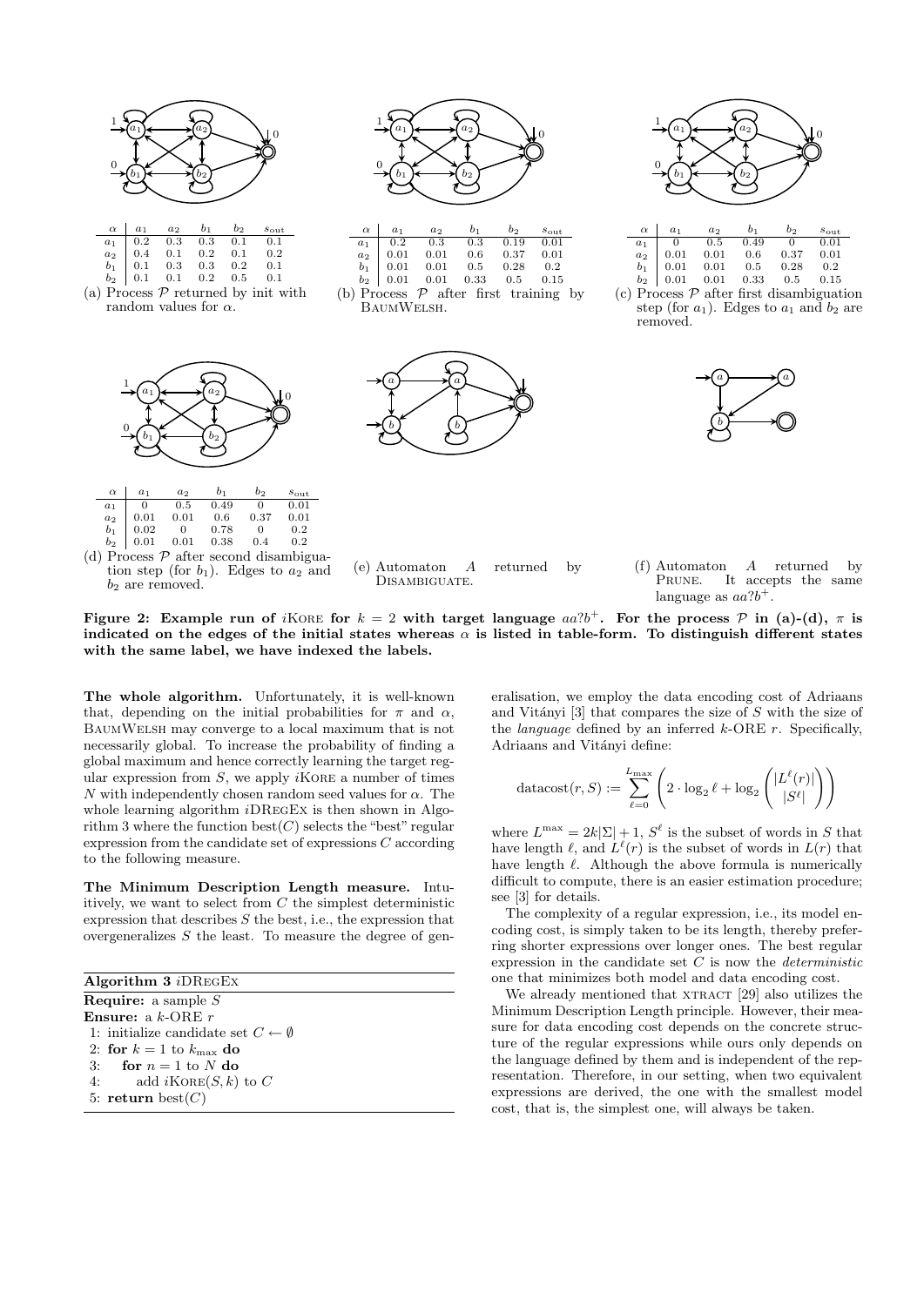| $\alpha$ | $a_1$ | $a_2$ | $b_1$ | $b_2$ | $s_{\text{out}}$ |
|---|---|---|---|---|---|
| $a_1$ | 0.2 | 0.3 | 0.3 | 0.1 | 0.1 |
| $a_2$ | 0.4 | 0.1 | 0.2 | 0.1 | 0.2 |
| $b_1$ | 0.1 | 0.3 | 0.3 | 0.2 | 0.1 |
| $b_2$ | 0.1 | 0.1 | 0.2 | 0.5 | 0.1 |

(a) Process $\mathcal{P}$ returned by init with random values for $\alpha$.

| $\alpha$ | $a_1$ | $a_2$ | $b_1$ | $b_2$ | $s_{\text{out}}$ |
|---|---|---|---|---|---|
| $a_1$ | 0.2 | 0.3 | 0.3 | 0.19 | 0.01 |
| $a_2$ | 0.01 | 0.01 | 0.6 | 0.37 | 0.01 |
| $b_1$ | 0.01 | 0.01 | 0.5 | 0.28 | 0.2 |
| $b_2$ | 0.01 | 0.01 | 0.33 | 0.5 | 0.15 |

(b) Process $\mathcal{P}$ after first training by BaumWelsh.

| $\alpha$ | $a_1$ | $a_2$ | $b_1$ | $b_2$ | $s_{\text{out}}$ |
|---|---|---|---|---|---|
| $a_1$ | 0 | 0.5 | 0.49 | 0 | 0.01 |
| $a_2$ | 0.01 | 0.01 | 0.6 | 0.37 | 0.01 |
| $b_1$ | 0.01 | 0.01 | 0.5 | 0.28 | 0.2 |
| $b_2$ | 0.01 | 0.01 | 0.33 | 0.5 | 0.15 |

(c) Process $\mathcal{P}$ after first disambiguation step (for $a_1$). Edges to $a_1$ and $b_2$ are removed.

| $\alpha$ | $a_1$ | $a_2$ | $b_1$ | $b_2$ | $s_{\text{out}}$ |
|---|---|---|---|---|---|
| $a_1$ | 0 | 0.5 | 0.49 | 0 | 0.01 |
| $a_2$ | 0.01 | 0.01 | 0.6 | 0.37 | 0.01 |
| $b_1$ | 0.02 | 0 | 0.78 | 0 | 0.2 |
| $b_2$ | 0.01 | 0.01 | 0.38 | 0.4 | 0.2 |

(d) Process $\mathcal{P}$ after second disambiguation step (for $b_1$). Edges to $a_2$ and $b_2$ are removed.

(e) Automaton $A$ returned by Disambiguate.

(f) Automaton $A$ returned by Prune. It accepts the same language as $aa?b^+$.

**Figure 2: Example run of $i$Kore for $k = 2$ with target language $aa?b^+$. For the process $\mathcal{P}$ in (a)-(d), $\pi$ is indicated on the edges of the initial states whereas $\alpha$ is listed in table-form. To distinguish different states with the same label, we have indexed the labels.**

**The whole algorithm.** Unfortunately, it is well-known that, depending on the initial probabilities for $\pi$ and $\alpha$, BaumWelsh may converge to a local maximum that is not necessarily global. To increase the probability of finding a global maximum and hence correctly learning the target regular expression from $S$, we apply $i$Kore a number of times $N$ with independently chosen random seed values for $\alpha$. The whole learning algorithm $i$DRegEx is then shown in Algorithm 3 where the function best$(C)$ selects the "best" regular expression from the candidate set of expressions $C$ according to the following measure.

**The Minimum Description Length measure.** Intuitively, we want to select from $C$ the simplest deterministic expression that describes $S$ the best, i.e., the expression that overgeneralizes $S$ the least. To measure the degree of generalisation, we employ the data encoding cost of Adriaans and Vitányi [3] that compares the size of $S$ with the size of the *language* defined by an inferred $k$-ORE $r$. Specifically, Adriaans and Vitányi define:

$$\text{datacost}(r, S) := \sum_{\ell=0}^{L_{\max}} \left( 2 \cdot \log_2 \ell + \log_2 \binom{|L^\ell(r)|}{|S^\ell|} \right)$$

where $L^{\max} = 2k|\Sigma| + 1$, $S^\ell$ is the subset of words in $S$ that have length $\ell$, and $L^\ell(r)$ is the subset of words in $L(r)$ that have length $\ell$. Although the above formula is numerically difficult to compute, there is an easier estimation procedure; see [3] for details.

The complexity of a regular expression, i.e., its model encoding cost, is simply taken to be its length, thereby preferring shorter expressions over longer ones. The best regular expression in the candidate set $C$ is now the *deterministic* one that minimizes both model and data encoding cost.

We already mentioned that xtract [29] also utilizes the Minimum Description Length principle. However, their measure for data encoding cost depends on the concrete structure of the regular expressions while ours only depends on the language defined by them and is independent of the representation. Therefore, in our setting, when two equivalent expressions are derived, the one with the smallest model cost, that is, the simplest one, will always be taken.

**Algorithm 3** $i$DRegEx

```
Require: a sample S
Ensure: a k-ORE r
1: initialize candidate set C ← ∅
2: for k = 1 to k_max do
3:    for n = 1 to N do
4:       add iKore(S, k) to C
5: return best(C)
```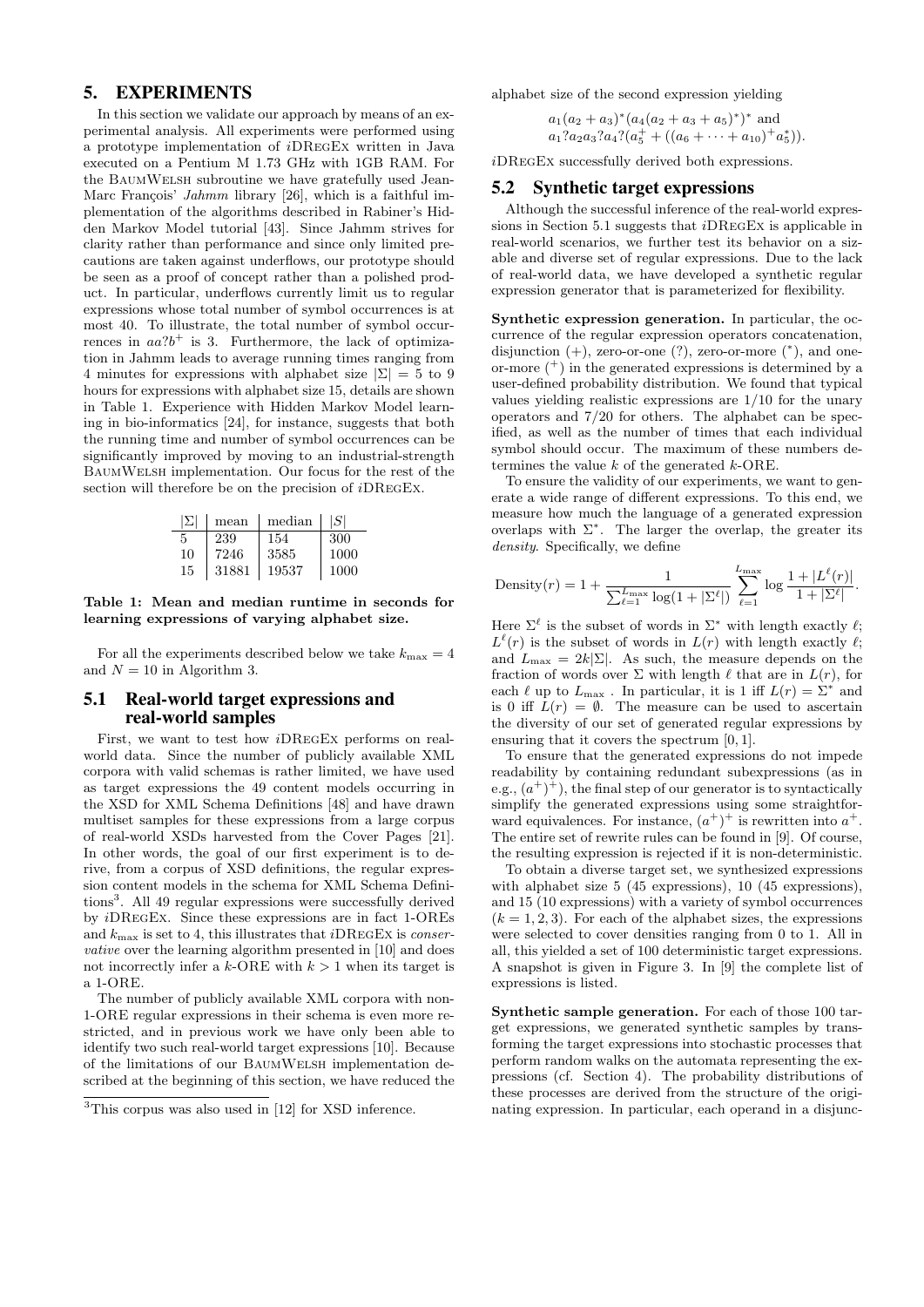## 5. EXPERIMENTS

In this section we validate our approach by means of an experimental analysis. All experiments were performed using a prototype implementation of *i*DREGEX written in Java executed on a Pentium M 1.73 GHz with 1GB RAM. For the BAUMWELSH subroutine we have gratefully used Jean-Marc François' *Jahmm* library [26], which is a faithful implementation of the algorithms described in Rabiner's Hidden Markov Model tutorial [43]. Since Jahmm strives for clarity rather than performance and since only limited precautions are taken against underflows, our prototype should be seen as a proof of concept rather than a polished product. In particular, underflows currently limit us to regular expressions whose total number of symbol occurrences is at most 40. To illustrate, the total number of symbol occurrences in $aa?b^+$ is 3. Furthermore, the lack of optimization in Jahmm leads to average running times ranging from 4 minutes for expressions with alphabet size $|\Sigma| = 5$ to 9 hours for expressions with alphabet size 15, details are shown in Table 1. Experience with Hidden Markov Model learning in bio-informatics [24], for instance, suggests that both the running time and number of symbol occurrences can be significantly improved by moving to an industrial-strength BAUMWELSH implementation. Our focus for the rest of the section will therefore be on the precision of *i*DREGEX.

| $\|\Sigma\|$ | mean | median | $\|S\|$ |
|---|---|---|---|
| 5 | 239 | 154 | 300 |
| 10 | 7246 | 3585 | 1000 |
| 15 | 31881 | 19537 | 1000 |

**Table 1: Mean and median runtime in seconds for learning expressions of varying alphabet size.**

For all the experiments described below we take $k_{\max} = 4$ and $N = 10$ in Algorithm 3.

### 5.1 Real-world target expressions and real-world samples

First, we want to test how *i*DREGEX performs on real-world data. Since the number of publicly available XML corpora with valid schemas is rather limited, we have used as target expressions the 49 content models occurring in the XSD for XML Schema Definitions [48] and have drawn multiset samples for these expressions from a large corpus of real-world XSDs harvested from the Cover Pages [21]. In other words, the goal of our first experiment is to derive, from a corpus of XSD definitions, the regular expression content models in the schema for XML Schema Definitions[3]. All 49 regular expressions were successfully derived by *i*DREGEX. Since these expressions are in fact 1-OREs and $k_{\max}$ is set to 4, this illustrates that *i*DREGEX is *conservative* over the learning algorithm presented in [10] and does not incorrectly infer a $k$-ORE with $k > 1$ when its target is a 1-ORE.

The number of publicly available XML corpora with non-1-ORE regular expressions in their schema is even more restricted, and in previous work we have only been able to identify two such real-world target expressions [10]. Because of the limitations of our BAUMWELSH implementation described at the beginning of this section, we have reduced the alphabet size of the second expression yielding

$$a_1(a_2 + a_3)^*(a_4(a_2 + a_3 + a_5)^*)^* \text{ and}$$
$$a_1?a_2a_3?a_4?(a_5^+ + ((a_6 + \cdots + a_{10})^+a_5^*)).$$

*i*DREGEX successfully derived both expressions.

[3] This corpus was also used in [12] for XSD inference.

### 5.2 Synthetic target expressions

Although the successful inference of the real-world expressions in Section 5.1 suggests that *i*DREGEX is applicable in real-world scenarios, we further test its behavior on a sizable and diverse set of regular expressions. Due to the lack of real-world data, we have developed a synthetic regular expression generator that is parameterized for flexibility.

**Synthetic expression generation.** In particular, the occurrence of the regular expression operators concatenation, disjunction ($+$), zero-or-one ($?$), zero-or-more ($^*$), and one-or-more ($^+$) in the generated expressions is determined by a user-defined probability distribution. We found that typical values yielding realistic expressions are 1/10 for the unary operators and 7/20 for others. The alphabet can be specified, as well as the number of times that each individual symbol should occur. The maximum of these numbers determines the value $k$ of the generated $k$-ORE.

To ensure the validity of our experiments, we want to generate a wide range of different expressions. To this end, we measure how much the language of a generated expression overlaps with $\Sigma^*$. The larger the overlap, the greater its *density*. Specifically, we define

$$\text{Density}(r) = 1 + \frac{1}{\sum_{\ell=1}^{L_{\max}} \log(1 + |\Sigma^\ell|)} \sum_{\ell=1}^{L_{\max}} \log \frac{1 + |L^\ell(r)|}{1 + |\Sigma^\ell|}.$$

Here $\Sigma^\ell$ is the subset of words in $\Sigma^*$ with length exactly $\ell$; $L^\ell(r)$ is the subset of words in $L(r)$ with length exactly $\ell$; and $L_{\max} = 2k|\Sigma|$. As such, the measure depends on the fraction of words over $\Sigma$ with length $\ell$ that are in $L(r)$, for each $\ell$ up to $L_{\max}$. In particular, it is 1 iff $L(r) = \Sigma^*$ and is 0 iff $L(r) = \emptyset$. The measure can be used to ascertain the diversity of our set of generated regular expressions by ensuring that it covers the spectrum $[0, 1]$.

To ensure that the generated expressions do not impede readability by containing redundant subexpressions (as in e.g., $(a^+)^+$), the final step of our generator is to syntactically simplify the generated expressions using some straightforward equivalences. For instance, $(a^+)^+$ is rewritten into $a^+$. The entire set of rewrite rules can be found in [9]. Of course, the resulting expression is rejected if it is non-deterministic.

To obtain a diverse target set, we synthesized expressions with alphabet size 5 (45 expressions), 10 (45 expressions), and 15 (10 expressions) with a variety of symbol occurrences ($k = 1, 2, 3$). For each of the alphabet sizes, the expressions were selected to cover densities ranging from 0 to 1. All in all, this yielded a set of 100 deterministic target expressions. A snapshot is given in Figure 3. In [9] the complete list of expressions is listed.

**Synthetic sample generation.** For each of those 100 target expressions, we generated synthetic samples by transforming the target expressions into stochastic processes that perform random walks on the automata representing the expressions (cf. Section 4). The probability distributions of these processes are derived from the structure of the originating expression. In particular, each operand in a disjunc-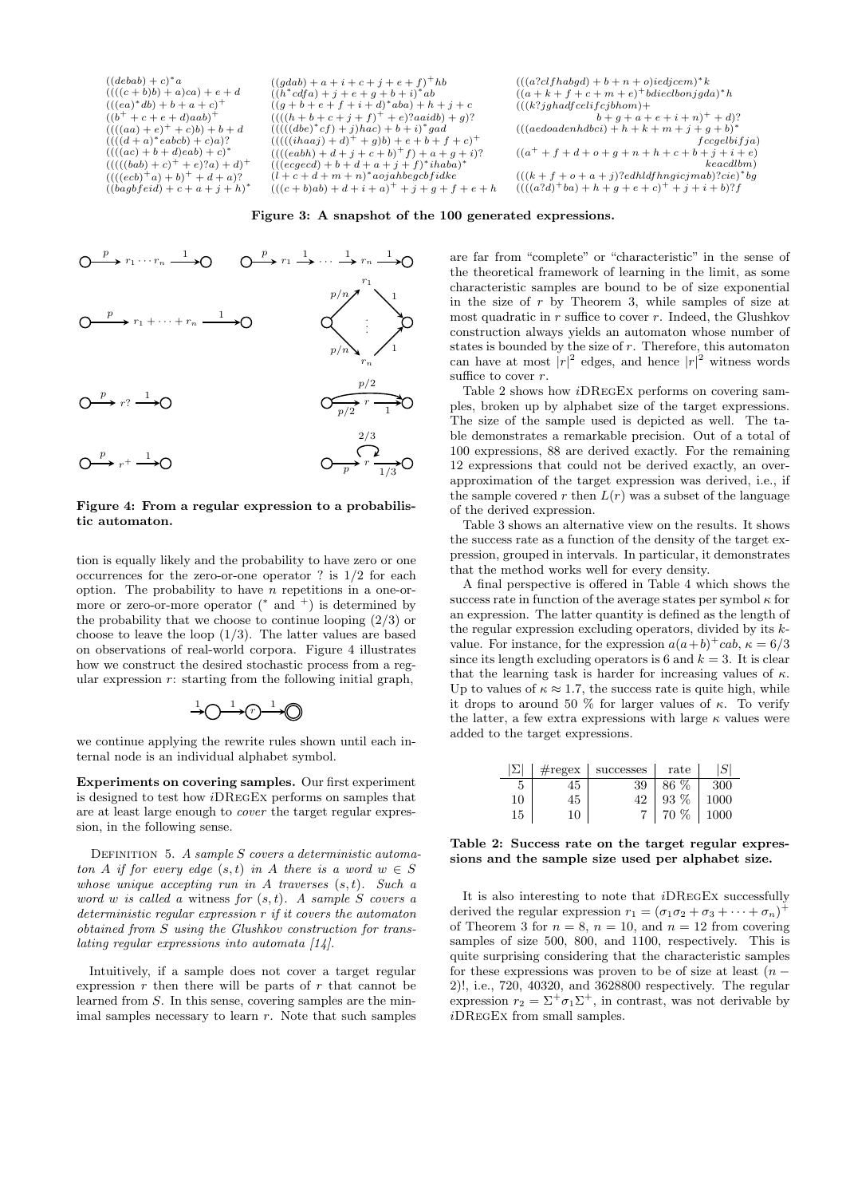| | | |
|---|---|---|
| $((debab) + c)^*a$ | $((gdab) + a + i + c + j + e + f)^+hb$ | $(((a?clfhabgd) + b + n + o)iedjcem)^*k$ |
| $((((c + b)b) + a)ca) + e + d$ | $((h^*cdfa) + j + e + g + b + i)^*ab$ | $((a + k + f + c + m + e)^+bdieclbonjgda)^*h$ |
| $(((ea)^*db) + b + a + c)^+$ | $((g + b + e + f + i + d)^*aba) + h + j + c$ | $(((k?jghadfcelifcjbhom)+$ $b + g + a + e + i + n)^+ + d)?$ |
| $((b^+ + c + e + d)aab)^+$ | $((((h + b + c + j + f)^+ + e)?aaidb) + g)?$ | $(((aedoadenhdbci) + h + k + m + j + g + b)^*$ $fccgelbifja)$ |
| $((((aa) + e)^+ + c)b) + b + d$ | $(((((dbe)^*cf) + j)hac) + b + i)^*gad$ | $((a^+ + f + d + o + g + n + h + c + b + j + i + e)$ $keacdlbm)$ |
| $((((d + a)^*eabcb) + c)a)?$ | $(((((ihaaj) + d)^+ + g)b) + e + b + f + c)^+$ | $(((k + f + o + a + j)?edhldfhngicjmab)?cie)^*bg$ |
| $((((ac) + b + d)eab) + c)^*$ | $((((eabh) + d + j + c + b)^+f) + a + g + i)?$ | $((((a?d)^+ba) + h + g + e + c)^+ + j + i + b)?f$ |
| $(((((bab) + c)^+ + e)?a) + d)^+$ | $(((ecgecd) + b + d + a + j + f)^*ihaba)^*$ | |
| $((((ecb)^+a) + b)^+ + d + a)?$ | $(l + c + d + m + n)^*aojahbegcbfidke$ | |
| $((bagbfeid) + c + a + j + h)^*$ | $(((c + b)ab) + d + i + a)^+ + j + g + f + e + h$ | |

**Figure 3: A snapshot of the 100 generated expressions.**

**Figure 4: From a regular expression to a probabilistic automaton.**

tion is equally likely and the probability to have zero or one occurrences for the zero-or-one operator ? is 1/2 for each option. The probability to have $n$ repetitions in a one-or-more or zero-or-more operator ($^*$ and $^+$) is determined by the probability that we choose to continue looping (2/3) or choose to leave the loop (1/3). The latter values are based on observations of real-world corpora. Figure 4 illustrates how we construct the desired stochastic process from a regular expression $r$: starting from the following initial graph,

we continue applying the rewrite rules shown until each internal node is an individual alphabet symbol.

**Experiments on covering samples.** Our first experiment is designed to test how *i*DRegEx performs on samples that are at least large enough to *cover* the target regular expression, in the following sense.

Definition 5. *A sample $S$ covers a deterministic automaton $A$ if for every edge $(s,t)$ in $A$ there is a word $w \in S$ whose unique accepting run in $A$ traverses $(s,t)$. Such a word $w$ is called a* witness *for $(s,t)$. A sample $S$ covers a deterministic regular expression $r$ if it covers the automaton obtained from $S$ using the Glushkov construction for translating regular expressions into automata [14].*

Intuitively, if a sample does not cover a target regular expression $r$ then there will be parts of $r$ that cannot be learned from $S$. In this sense, covering samples are the minimal samples necessary to learn $r$. Note that such samples are far from "complete" or "characteristic" in the sense of the theoretical framework of learning in the limit, as some characteristic samples are bound to be of size exponential in the size of $r$ by Theorem 3, while samples of size at most quadratic in $r$ suffice to cover $r$. Indeed, the Glushkov construction always yields an automaton whose number of states is bounded by the size of $r$. Therefore, this automaton can have at most $|r|^2$ edges, and hence $|r|^2$ witness words suffice to cover $r$.

Table 2 shows how *i*DRegEx performs on covering samples, broken up by alphabet size of the target expressions. The size of the sample used is depicted as well. The table demonstrates a remarkable precision. Out of a total of 100 expressions, 88 are derived exactly. For the remaining 12 expressions that could not be derived exactly, an over-approximation of the target expression was derived, i.e., if the sample covered $r$ then $L(r)$ was a subset of the language of the derived expression.

Table 3 shows an alternative view on the results. It shows the success rate as a function of the density of the target expression, grouped in intervals. In particular, it demonstrates that the method works well for every density.

A final perspective is offered in Table 4 which shows the success rate in function of the average states per symbol $\kappa$ for an expression. The latter quantity is defined as the length of the regular expression excluding operators, divided by its $k$-value. For instance, for the expression $a(a+b)^+cab$, $\kappa = 6/3$ since its length excluding operators is 6 and $k = 3$. It is clear that the learning task is harder for increasing values of $\kappa$. Up to values of $\kappa \approx 1.7$, the success rate is quite high, while it drops to around 50 % for larger values of $\kappa$. To verify the latter, a few extra expressions with large $\kappa$ values were added to the target expressions.

| $\|\Sigma\|$ | #regex | successes | rate | $\|S\|$ |
|---|---|---|---|---|
| 5 | 45 | 39 | 86 % | 300 |
| 10 | 45 | 42 | 93 % | 1000 |
| 15 | 10 | 7 | 70 % | 1000 |

**Table 2: Success rate on the target regular expressions and the sample size used per alphabet size.**

It is also interesting to note that *i*DRegEx successfully derived the regular expression $r_1 = (\sigma_1\sigma_2 + \sigma_3 + \cdots + \sigma_n)^+$ of Theorem 3 for $n = 8$, $n = 10$, and $n = 12$ from covering samples of size 500, 800, and 1100, respectively. This is quite surprising considering that the characteristic samples for these expressions was proven to be of size at least $(n-2)!$, i.e., 720, 40320, and 3628800 respectively. The regular expression $r_2 = \Sigma^+\sigma_1\Sigma^+$, in contrast, was not derivable by *i*DRegEx from small samples.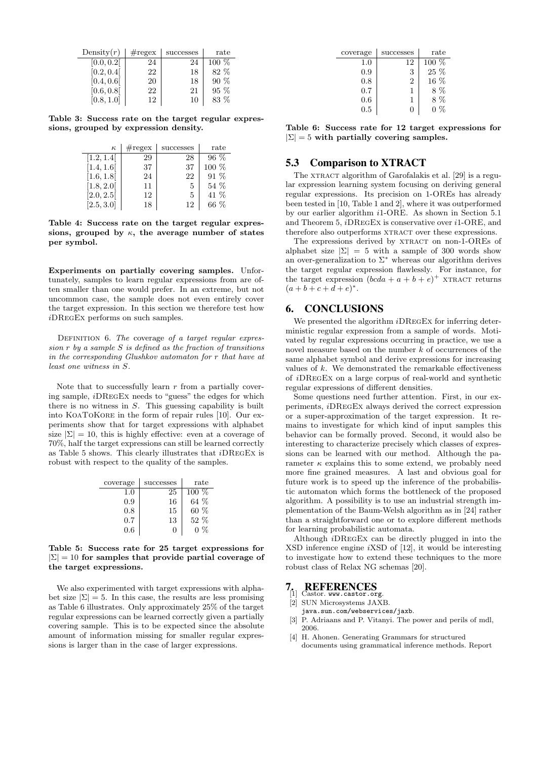| Density($r$) | #regex | successes | rate |
|---|---|---|---|
| [0.0, 0.2[ | 24 | 24 | 100 % |
| [0.2, 0.4[ | 22 | 18 | 82 % |
| [0.4, 0.6[ | 20 | 18 | 90 % |
| [0.6, 0.8[ | 22 | 21 | 95 % |
| [0.8, 1.0] | 12 | 10 | 83 % |

**Table 3: Success rate on the target regular expressions, grouped by expression density.**

| $\kappa$ | #regex | successes | rate |
|---|---|---|---|
| [1.2, 1.4[ | 29 | 28 | 96 % |
| [1.4, 1.6[ | 37 | 37 | 100 % |
| [1.6, 1.8[ | 24 | 22 | 91 % |
| [1.8, 2.0[ | 11 | 5 | 54 % |
| [2.0, 2.5[ | 12 | 5 | 41 % |
| [2.5, 3.0] | 18 | 12 | 66 % |

**Table 4: Success rate on the target regular expressions, grouped by $\kappa$, the average number of states per symbol.**

**Experiments on partially covering samples.** Unfortunately, samples to learn regular expressions from are often smaller than one would prefer. In an extreme, but not uncommon case, the sample does not even entirely cover the target expression. In this section we therefore test how *i*DRegEx performs on such samples.

Definition 6. *The* coverage *of a target regular expression $r$ by a sample $S$ is defined as the fraction of transitions in the corresponding Glushkov automaton for $r$ that have at least one witness in $S$.*

Note that to successfully learn $r$ from a partially covering sample, *i*DRegEx needs to "guess" the edges for which there is no witness in $S$. This guessing capability is built into KoaToKore in the form of repair rules [10]. Our experiments show that for target expressions with alphabet size $|\Sigma| = 10$, this is highly effective: even at a coverage of 70%, half the target expressions can still be learned correctly as Table 5 shows. This clearly illustrates that *i*DRegEx is robust with respect to the quality of the samples.

| coverage | successes | rate |
|---|---|---|
| 1.0 | 25 | 100 % |
| 0.9 | 16 | 64 % |
| 0.8 | 15 | 60 % |
| 0.7 | 13 | 52 % |
| 0.6 | 0 | 0 % |

**Table 5: Success rate for 25 target expressions for $|\Sigma| = 10$ for samples that provide partial coverage of the target expressions.**

We also experimented with target expressions with alphabet size $|\Sigma| = 5$. In this case, the results are less promising as Table 6 illustrates. Only approximately 25% of the target regular expressions can be learned correctly given a partially covering sample. This is to be expected since the absolute amount of information missing for smaller regular expressions is larger than in the case of larger expressions.

| coverage | successes | rate |
|---|---|---|
| 1.0 | 12 | 100 % |
| 0.9 | 3 | 25 % |
| 0.8 | 2 | 16 % |
| 0.7 | 1 | 8 % |
| 0.6 | 1 | 8 % |
| 0.5 | 0 | 0 % |

**Table 6: Success rate for 12 target expressions for $|\Sigma| = 5$ with partially covering samples.**

## 5.3 Comparison to XTRACT

The xtract algorithm of Garofalakis et al. [29] is a regular expression learning system focusing on deriving general regular expressions. Its precision on 1-OREs has already been tested in [10, Table 1 and 2], where it was outperformed by our earlier algorithm *i*1-ORE. As shown in Section 5.1 and Theorem 5, *i*DRegEx is conservative over *i*1-ORE, and therefore also outperforms xtract over these expressions.

The expressions derived by xtract on non-1-OREs of alphabet size $|\Sigma| = 5$ with a sample of 300 words show an over-generalization to $\Sigma^*$ whereas our algorithm derives the target regular expression flawlessly. For instance, for the target expression $(bcda + a + b + e)^+$ xtract returns $(a + b + c + d + e)^*$.

# 6. CONCLUSIONS

We presented the algorithm *i*DRegEx for inferring deterministic regular expression from a sample of words. Motivated by regular expressions occurring in practice, we use a novel measure based on the number $k$ of occurrences of the same alphabet symbol and derive expressions for increasing values of $k$. We demonstrated the remarkable effectiveness of *i*DRegEx on a large corpus of real-world and synthetic regular expressions of different densities.

Some questions need further attention. First, in our experiments, *i*DRegEx always derived the correct expression or a super-approximation of the target expression. It remains to investigate for which kind of input samples this behavior can be formally proved. Second, it would also be interesting to characterize precisely which classes of expressions can be learned with our method. Although the parameter $\kappa$ explains this to some extend, we probably need more fine grained measures. A last and obvious goal for future work is to speed up the inference of the probabilistic automaton which forms the bottleneck of the proposed algorithm. A possibility is to use an industrial strength implementation of the Baum-Welsh algorithm as in [24] rather than a straightforward one or to explore different methods for learning probabilistic automata.

Although *i*DRegEx can be directly plugged in into the XSD inference engine *i*XSD of [12], it would be interesting to investigate how to extend these techniques to the more robust class of Relax NG schemas [20].

# 7. REFERENCES

[1] Castor. www.castor.org.

[2] SUN Microsystems JAXB. java.sun.com/webservices/jaxb.

[3] P. Adriaans and P. Vitanyi. The power and perils of mdl, 2006.

[4] H. Ahonen. Generating Grammars for structured documents using grammatical inference methods. Report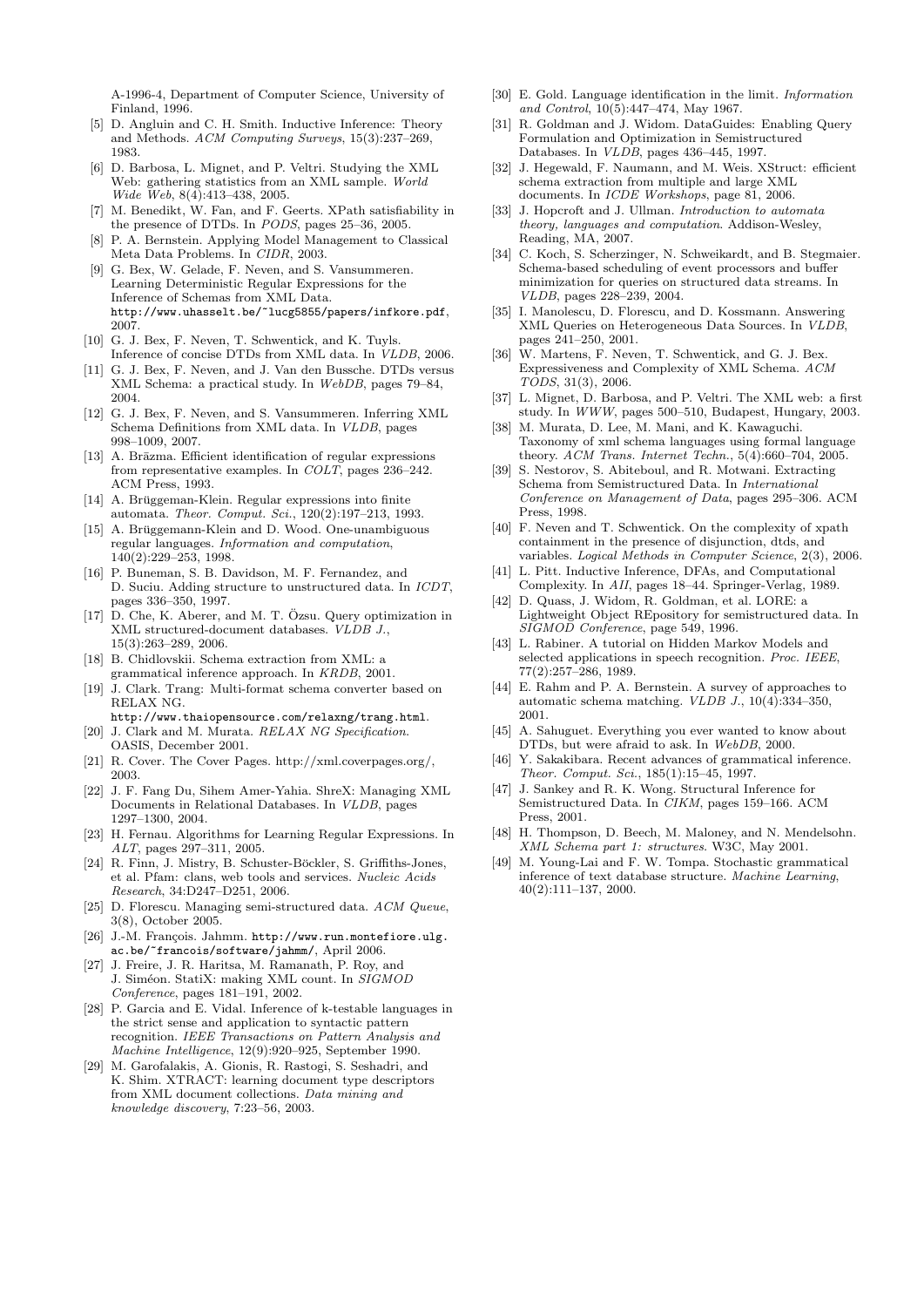A-1996-4, Department of Computer Science, University of Finland, 1996.

[5] D. Angluin and C. H. Smith. Inductive Inference: Theory and Methods. *ACM Computing Surveys*, 15(3):237–269, 1983.

[6] D. Barbosa, L. Mignet, and P. Veltri. Studying the XML Web: gathering statistics from an XML sample. *World Wide Web*, 8(4):413–438, 2005.

[7] M. Benedikt, W. Fan, and F. Geerts. XPath satisfiability in the presence of DTDs. In *PODS*, pages 25–36, 2005.

[8] P. A. Bernstein. Applying Model Management to Classical Meta Data Problems. In *CIDR*, 2003.

[9] G. Bex, W. Gelade, F. Neven, and S. Vansummeren. Learning Deterministic Regular Expressions for the Inference of Schemas from XML Data. http://www.uhasselt.be/~lucg5855/papers/infkore.pdf, 2007.

[10] G. J. Bex, F. Neven, T. Schwentick, and K. Tuyls. Inference of concise DTDs from XML data. In *VLDB*, 2006.

[11] G. J. Bex, F. Neven, and J. Van den Bussche. DTDs versus XML Schema: a practical study. In *WebDB*, pages 79–84, 2004.

[12] G. J. Bex, F. Neven, and S. Vansummeren. Inferring XML Schema Definitions from XML data. In *VLDB*, pages 998–1009, 2007.

[13] A. Brāzma. Efficient identification of regular expressions from representative examples. In *COLT*, pages 236–242. ACM Press, 1993.

[14] A. Brüggeman-Klein. Regular expressions into finite automata. *Theor. Comput. Sci.*, 120(2):197–213, 1993.

[15] A. Brüggemann-Klein and D. Wood. One-unambiguous regular languages. *Information and computation*, 140(2):229–253, 1998.

[16] P. Buneman, S. B. Davidson, M. F. Fernandez, and D. Suciu. Adding structure to unstructured data. In *ICDT*, pages 336–350, 1997.

[17] D. Che, K. Aberer, and M. T. Özsu. Query optimization in XML structured-document databases. *VLDB J.*, 15(3):263–289, 2006.

[18] B. Chidlovskii. Schema extraction from XML: a grammatical inference approach. In *KRDB*, 2001.

[19] J. Clark. Trang: Multi-format schema converter based on RELAX NG. http://www.thaiopensource.com/relaxng/trang.html.

[20] J. Clark and M. Murata. *RELAX NG Specification*. OASIS, December 2001.

[21] R. Cover. The Cover Pages. http://xml.coverpages.org/, 2003.

[22] J. F. Fang Du, Sihem Amer-Yahia. ShreX: Managing XML Documents in Relational Databases. In *VLDB*, pages 1297–1300, 2004.

[23] H. Fernau. Algorithms for Learning Regular Expressions. In *ALT*, pages 297–311, 2005.

[24] R. Finn, J. Mistry, B. Schuster-Böckler, S. Griffiths-Jones, et al. Pfam: clans, web tools and services. *Nucleic Acids Research*, 34:D247–D251, 2006.

[25] D. Florescu. Managing semi-structured data. *ACM Queue*, 3(8), October 2005.

[26] J.-M. François. Jahmm. http://www.run.montefiore.ulg.ac.be/~francois/software/jahmm/, April 2006.

[27] J. Freire, J. R. Haritsa, M. Ramanath, P. Roy, and J. Siméon. StatiX: making XML count. In *SIGMOD Conference*, pages 181–191, 2002.

[28] P. Garcia and E. Vidal. Inference of k-testable languages in the strict sense and application to syntactic pattern recognition. *IEEE Transactions on Pattern Analysis and Machine Intelligence*, 12(9):920–925, September 1990.

[29] M. Garofalakis, A. Gionis, R. Rastogi, S. Seshadri, and K. Shim. XTRACT: learning document type descriptors from XML document collections. *Data mining and knowledge discovery*, 7:23–56, 2003.

[30] E. Gold. Language identification in the limit. *Information and Control*, 10(5):447–474, May 1967.

[31] R. Goldman and J. Widom. DataGuides: Enabling Query Formulation and Optimization in Semistructured Databases. In *VLDB*, pages 436–445, 1997.

[32] J. Hegewald, F. Naumann, and M. Weis. XStruct: efficient schema extraction from multiple and large XML documents. In *ICDE Workshops*, page 81, 2006.

[33] J. Hopcroft and J. Ullman. *Introduction to automata theory, languages and computation*. Addison-Wesley, Reading, MA, 2007.

[34] C. Koch, S. Scherzinger, N. Schweikardt, and B. Stegmaier. Schema-based scheduling of event processors and buffer minimization for queries on structured data streams. In *VLDB*, pages 228–239, 2004.

[35] I. Manolescu, D. Florescu, and D. Kossmann. Answering XML Queries on Heterogeneous Data Sources. In *VLDB*, pages 241–250, 2001.

[36] W. Martens, F. Neven, T. Schwentick, and G. J. Bex. Expressiveness and Complexity of XML Schema. *ACM TODS*, 31(3), 2006.

[37] L. Mignet, D. Barbosa, and P. Veltri. The XML web: a first study. In *WWW*, pages 500–510, Budapest, Hungary, 2003.

[38] M. Murata, D. Lee, M. Mani, and K. Kawaguchi. Taxonomy of xml schema languages using formal language theory. *ACM Trans. Internet Techn.*, 5(4):660–704, 2005.

[39] S. Nestorov, S. Abiteboul, and R. Motwani. Extracting Schema from Semistructured Data. In *International Conference on Management of Data*, pages 295–306. ACM Press, 1998.

[40] F. Neven and T. Schwentick. On the complexity of xpath containment in the presence of disjunction, dtds, and variables. *Logical Methods in Computer Science*, 2(3), 2006.

[41] L. Pitt. Inductive Inference, DFAs, and Computational Complexity. In *AII*, pages 18–44. Springer-Verlag, 1989.

[42] D. Quass, J. Widom, R. Goldman, et al. LORE: a Lightweight Object REpository for semistructured data. In *SIGMOD Conference*, page 549, 1996.

[43] L. Rabiner. A tutorial on Hidden Markov Models and selected applications in speech recognition. *Proc. IEEE*, 77(2):257–286, 1989.

[44] E. Rahm and P. A. Bernstein. A survey of approaches to automatic schema matching. *VLDB J.*, 10(4):334–350, 2001.

[45] A. Sahuguet. Everything you ever wanted to know about DTDs, but were afraid to ask. In *WebDB*, 2000.

[46] Y. Sakakibara. Recent advances of grammatical inference. *Theor. Comput. Sci.*, 185(1):15–45, 1997.

[47] J. Sankey and R. K. Wong. Structural Inference for Semistructured Data. In *CIKM*, pages 159–166. ACM Press, 2001.

[48] H. Thompson, D. Beech, M. Maloney, and N. Mendelsohn. *XML Schema part 1: structures*. W3C, May 2001.

[49] M. Young-Lai and F. W. Tompa. Stochastic grammatical inference of text database structure. *Machine Learning*, 40(2):111–137, 2000.